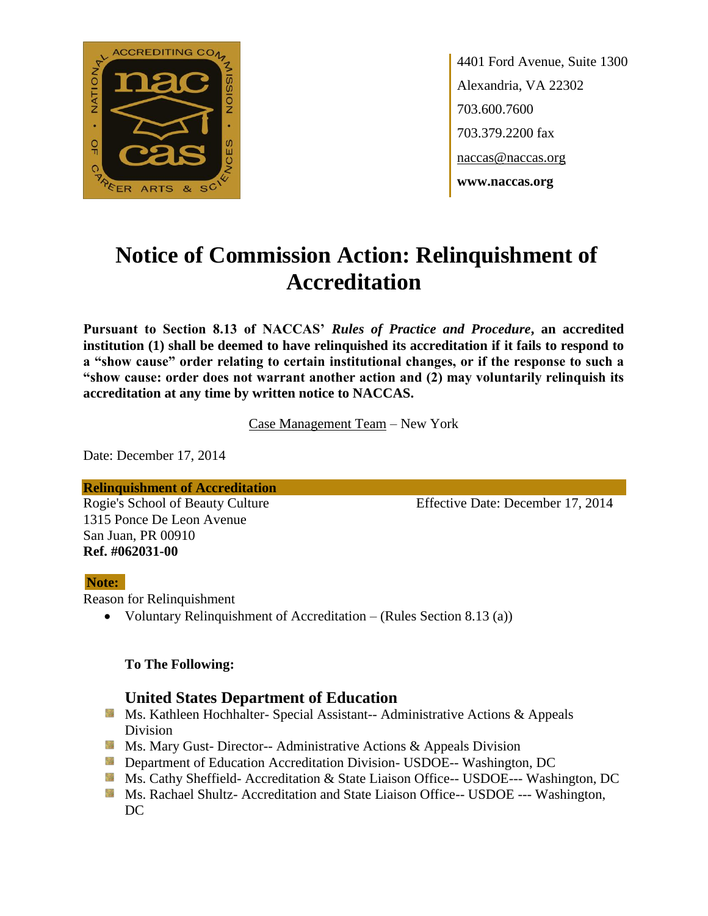4401 Ford Avenue, Suite 1300
Alexandria, VA 22302
703.600.7600
703.379.2200 fax
naccas@naccas.org
**www.naccas.org**

# Notice of Commission Action: Relinquishment of Accreditation

**Pursuant to Section 8.13 of NACCAS' *Rules of Practice and Procedure*, an accredited institution (1) shall be deemed to have relinquished its accreditation if it fails to respond to a "show cause" order relating to certain institutional changes, or if the response to such a "show cause: order does not warrant another action and (2) may voluntarily relinquish its accreditation at any time by written notice to NACCAS.**

Case Management Team – New York

Date: December 17, 2014

**Relinquishment of Accreditation**

Rogie's School of Beauty Culture
1315 Ponce De Leon Avenue
San Juan, PR 00910
**Ref. #062031-00**

Effective Date: December 17, 2014

**Note:**

Reason for Relinquishment

- Voluntary Relinquishment of Accreditation – (Rules Section 8.13 (a))

**To The Following:**

### United States Department of Education

- Ms. Kathleen Hochhalter- Special Assistant-- Administrative Actions & Appeals Division
- Ms. Mary Gust- Director-- Administrative Actions & Appeals Division
- Department of Education Accreditation Division- USDOE-- Washington, DC
- Ms. Cathy Sheffield- Accreditation & State Liaison Office-- USDOE--- Washington, DC
- Ms. Rachael Shultz- Accreditation and State Liaison Office-- USDOE --- Washington, DC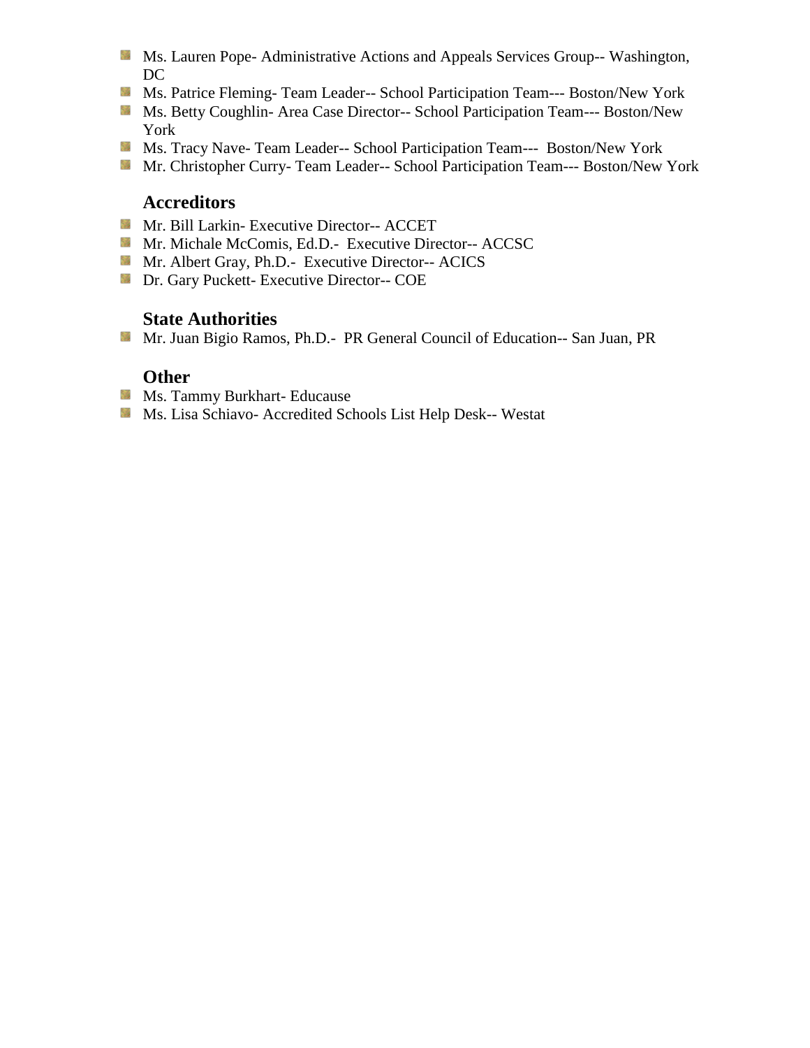- Ms. Lauren Pope- Administrative Actions and Appeals Services Group-- Washington, DC
- Ms. Patrice Fleming- Team Leader-- School Participation Team--- Boston/New York
- Ms. Betty Coughlin- Area Case Director-- School Participation Team--- Boston/New York
- Ms. Tracy Nave- Team Leader-- School Participation Team--- Boston/New York
- Mr. Christopher Curry- Team Leader-- School Participation Team--- Boston/New York

### Accreditors

- Mr. Bill Larkin- Executive Director-- ACCET
- Mr. Michale McComis, Ed.D.- Executive Director-- ACCSC
- Mr. Albert Gray, Ph.D.- Executive Director-- ACICS
- Dr. Gary Puckett- Executive Director-- COE

### State Authorities

- Mr. Juan Bigio Ramos, Ph.D.- PR General Council of Education-- San Juan, PR

### Other

- Ms. Tammy Burkhart- Educause
- Ms. Lisa Schiavo- Accredited Schools List Help Desk-- Westat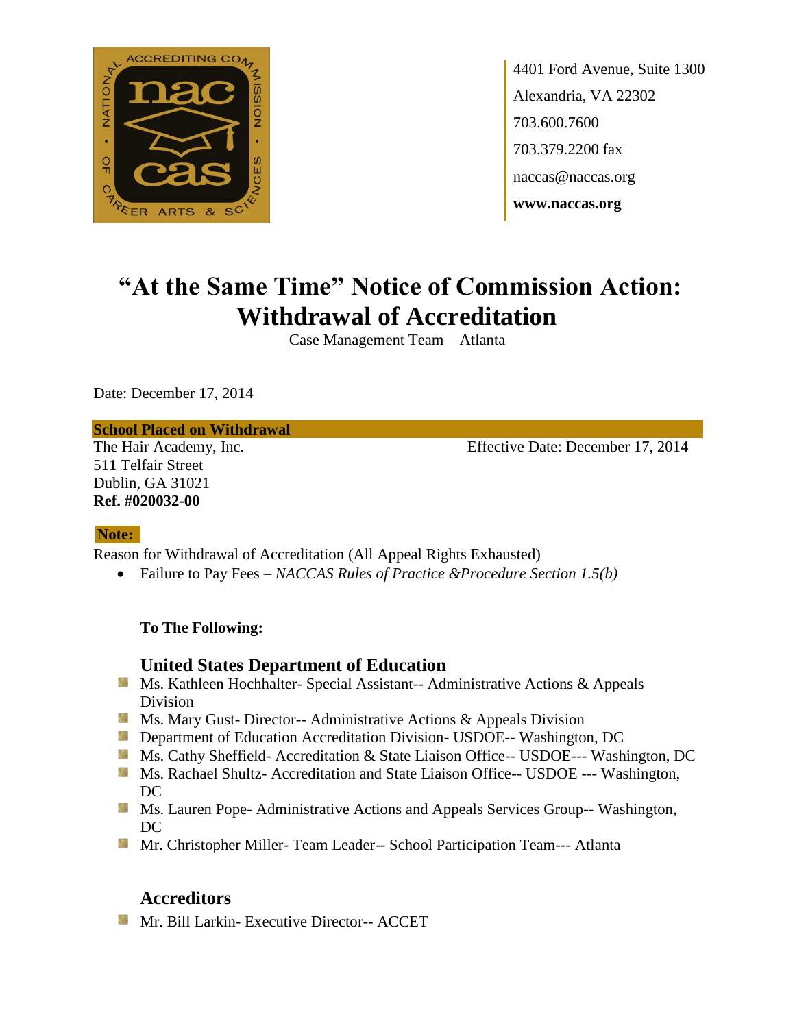4401 Ford Avenue, Suite 1300
Alexandria, VA 22302
703.600.7600
703.379.2200 fax
naccas@naccas.org
**www.naccas.org**

# "At the Same Time" Notice of Commission Action: Withdrawal of Accreditation

Case Management Team – Atlanta

Date: December 17, 2014

**School Placed on Withdrawal**

The Hair Academy, Inc.
511 Telfair Street
Dublin, GA 31021
**Ref. #020032-00**

Effective Date: December 17, 2014

**Note:**

Reason for Withdrawal of Accreditation (All Appeal Rights Exhausted)

- Failure to Pay Fees – *NACCAS Rules of Practice &Procedure Section 1.5(b)*

**To The Following:**

## United States Department of Education

- Ms. Kathleen Hochhalter- Special Assistant-- Administrative Actions & Appeals Division
- Ms. Mary Gust- Director-- Administrative Actions & Appeals Division
- Department of Education Accreditation Division- USDOE-- Washington, DC
- Ms. Cathy Sheffield- Accreditation & State Liaison Office-- USDOE--- Washington, DC
- Ms. Rachael Shultz- Accreditation and State Liaison Office-- USDOE --- Washington, DC
- Ms. Lauren Pope- Administrative Actions and Appeals Services Group-- Washington, DC
- Mr. Christopher Miller- Team Leader-- School Participation Team--- Atlanta

## Accreditors

- Mr. Bill Larkin- Executive Director-- ACCET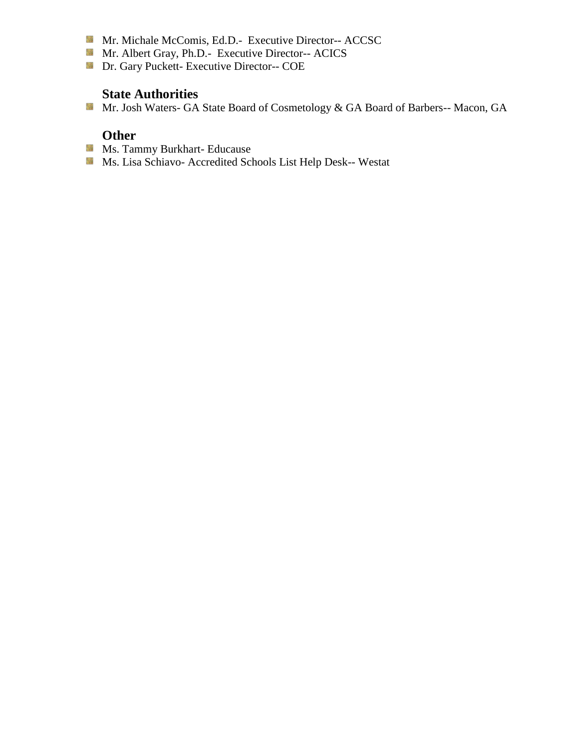- Mr. Michale McComis, Ed.D.-  Executive Director-- ACCSC
- Mr. Albert Gray, Ph.D.-  Executive Director-- ACICS
- Dr. Gary Puckett- Executive Director-- COE

### State Authorities

- Mr. Josh Waters- GA State Board of Cosmetology & GA Board of Barbers-- Macon, GA

### Other

- Ms. Tammy Burkhart- Educause
- Ms. Lisa Schiavo- Accredited Schools List Help Desk-- Westat